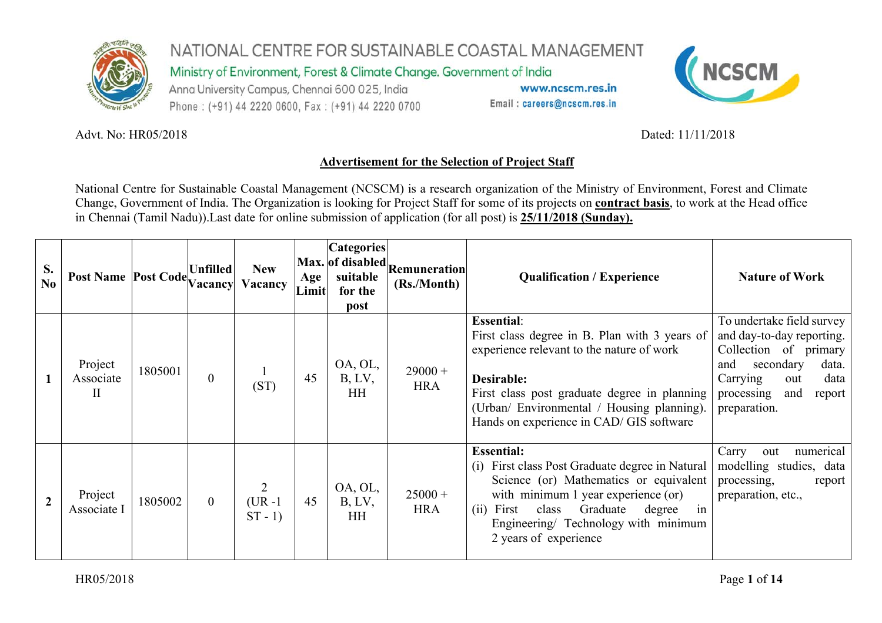# NATIONAL CENTRE FOR SUSTAINABLE COASTAL MANAGEMENT

Ministry of Environment, Forest & Climate Change, Government of India
Anna University Campus, Chennai 600 025, India
Phone : (+91) 44 2220 0600, Fax : (+91) 44 2220 0700
www.ncscm.res.in
Email : careers@ncscm.res.in

Advt. No: HR05/2018 Dated: 11/11/2018

## Advertisement for the Selection of Project Staff

National Centre for Sustainable Coastal Management (NCSCM) is a research organization of the Ministry of Environment, Forest and Climate Change, Government of India. The Organization is looking for Project Staff for some of its projects on **contract basis**, to work at the Head office in Chennai (Tamil Nadu)).Last date for online submission of application (for all post) is **25/11/2018 (Sunday).**

| S. No | Post Name | Post Code | Unfilled Vacancy | New Vacancy | Max. Age Limit | Categories of disabled suitable for the post | Remuneration (Rs./Month) | Qualification / Experience | Nature of Work |
|---|---|---|---|---|---|---|---|---|---|
| **1** | Project Associate II | 1805001 | 0 | 1 (ST) | 45 | OA, OL, B, LV, HH | 29000 + HRA | **Essential**: First class degree in B. Plan with 3 years of experience relevant to the nature of work<br><br>**Desirable:** First class post graduate degree in planning (Urban/ Environmental / Housing planning). Hands on experience in CAD/ GIS software | To undertake field survey and day-to-day reporting. Collection of primary and secondary data. Carrying out data processing and report preparation. |
| **2** | Project Associate I | 1805002 | 0 | 2 (UR -1 ST - 1) | 45 | OA, OL, B, LV, HH | 25000 + HRA | **Essential:**<br>(i) First class Post Graduate degree in Natural Science (or) Mathematics or equivalent with minimum 1 year experience (or)<br>(ii) First class Graduate degree in Engineering/ Technology with minimum 2 years of experience | Carry out numerical modelling studies, data processing, report preparation, etc., |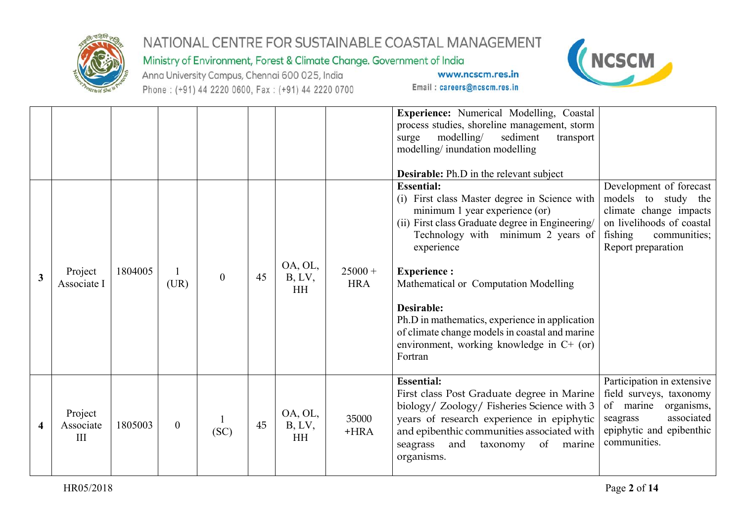| | | | | | | | | | |
|---|---|---|---|---|---|---|---|---|---|
| | | | | | | | | **Experience:** Numerical Modelling, Coastal process studies, shoreline management, storm surge modelling/ sediment transport modelling/ inundation modelling<br><br>**Desirable:** Ph.D in the relevant subject | |
| **3** | Project Associate I | 1804005 | 1 (UR) | 0 | 45 | OA, OL, B, LV, HH | 25000 + HRA | **Essential:**<br>(i) First class Master degree in Science with minimum 1 year experience (or)<br>(ii) First class Graduate degree in Engineering/ Technology with minimum 2 years of experience<br><br>**Experience :**<br>Mathematical or Computation Modelling<br><br>**Desirable:**<br>Ph.D in mathematics, experience in application of climate change models in coastal and marine environment, working knowledge in C+ (or) Fortran | Development of forecast models to study the climate change impacts on livelihoods of coastal fishing communities; Report preparation |
| **4** | Project Associate III | 1805003 | 0 | 1 (SC) | 45 | OA, OL, B, LV, HH | 35000 +HRA | **Essential:**<br>First class Post Graduate degree in Marine biology/ Zoology/ Fisheries Science with 3 years of research experience in epiphytic and epibenthic communities associated with seagrass and taxonomy of marine organisms. | Participation in extensive field surveys, taxonomy of marine organisms, seagrass associated epiphytic and epibenthic communities. |

HR05/2018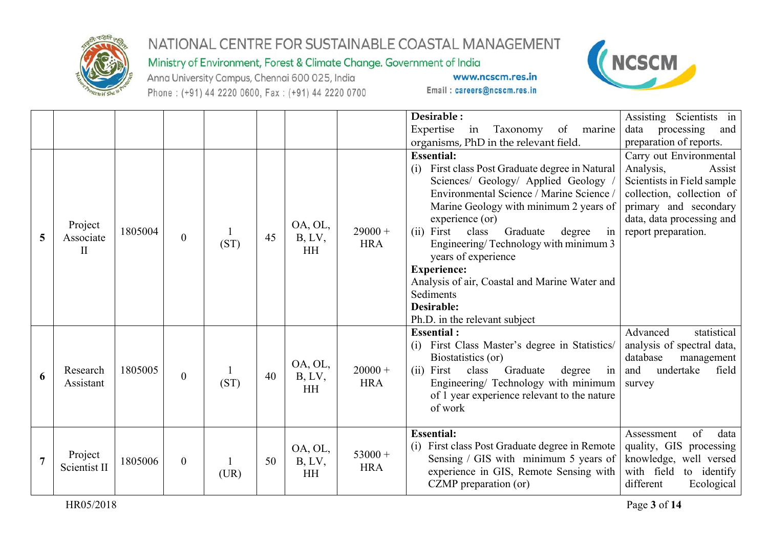| | | | | | | | | | |
|---|---|---|---|---|---|---|---|---|---|
| | | | | | | | | **Desirable :** Expertise in Taxonomy of marine organisms, PhD in the relevant field. | Assisting Scientists in data processing and preparation of reports. |
| **5** | Project Associate II | 1805004 | 0 | 1 (ST) | 45 | OA, OL, B, LV, HH | 29000 + HRA | **Essential:** (i) First class Post Graduate degree in Natural Sciences/ Geology/ Applied Geology / Environmental Science / Marine Science / Marine Geology with minimum 2 years of experience (or) (ii) First class Graduate degree in Engineering/ Technology with minimum 3 years of experience **Experience:** Analysis of air, Coastal and Marine Water and Sediments **Desirable:** Ph.D. in the relevant subject | Carry out Environmental Analysis, Assist Scientists in Field sample collection, collection of primary and secondary data, data processing and report preparation. |
| **6** | Research Assistant | 1805005 | 0 | 1 (ST) | 40 | OA, OL, B, LV, HH | 20000 + HRA | **Essential :** (i) First Class Master's degree in Statistics/ Biostatistics (or) (ii) First class Graduate degree in Engineering/ Technology with minimum of 1 year experience relevant to the nature of work | Advanced statistical analysis of spectral data, database management and undertake field survey |
| **7** | Project Scientist II | 1805006 | 0 | 1 (UR) | 50 | OA, OL, B, LV, HH | 53000 + HRA | **Essential:** (i) First class Post Graduate degree in Remote Sensing / GIS with minimum 5 years of experience in GIS, Remote Sensing with CZMP preparation (or) | Assessment of data quality, GIS processing knowledge, well versed with field to identify different Ecological |

HR05/2018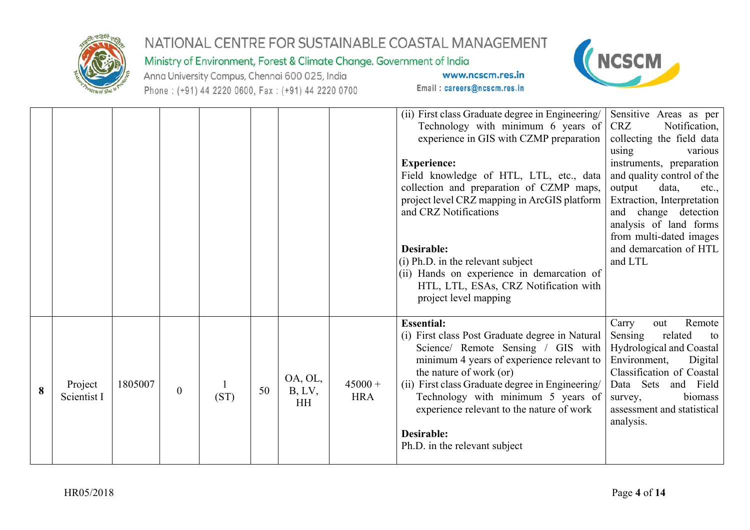| | | | | | | | | | |
|---|---|---|---|---|---|---|---|---|---|
| | | | | | | | | (ii) First class Graduate degree in Engineering/ Technology with minimum 6 years of experience in GIS with CZMP preparation<br><br>**Experience:**<br>Field knowledge of HTL, LTL, etc., data collection and preparation of CZMP maps, project level CRZ mapping in ArcGIS platform and CRZ Notifications<br><br>**Desirable:**<br>(i) Ph.D. in the relevant subject<br>(ii) Hands on experience in demarcation of HTL, LTL, ESAs, CRZ Notification with project level mapping | Sensitive Areas as per CRZ Notification, collecting the field data using various instruments, preparation and quality control of the output data, etc., Extraction, Interpretation and change detection analysis of land forms from multi-dated images and demarcation of HTL and LTL |
| **8** | Project Scientist I | 1805007 | 0 | 1 (ST) | 50 | OA, OL, B, LV, HH | 45000 + HRA | **Essential:**<br>(i) First class Post Graduate degree in Natural Science/ Remote Sensing / GIS with minimum 4 years of experience relevant to the nature of work (or)<br>(ii) First class Graduate degree in Engineering/ Technology with minimum 5 years of experience relevant to the nature of work<br><br>**Desirable:**<br>Ph.D. in the relevant subject | Carry out Remote Sensing related to Hydrological and Coastal Environment, Digital Classification of Coastal Data Sets and Field survey, biomass assessment and statistical analysis. |

HR05/2018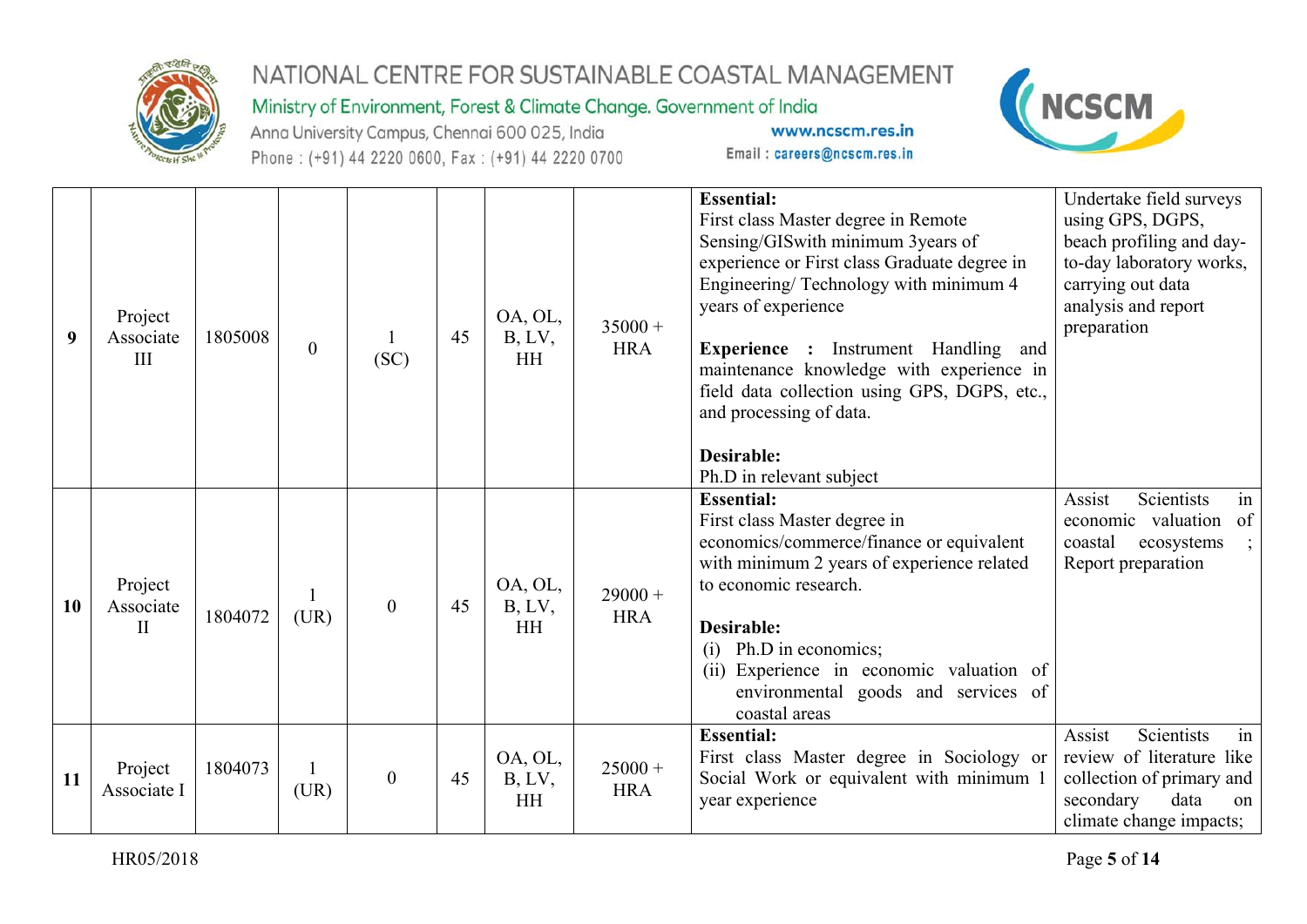| **9** | Project Associate III | 1805008 | 0 | 1 (SC) | 45 | OA, OL, B, LV, HH | 35000 + HRA | **Essential:** First class Master degree in Remote Sensing/GISwith minimum 3years of experience or First class Graduate degree in Engineering/ Technology with minimum 4 years of experience<br><br>**Experience :** Instrument Handling and maintenance knowledge with experience in field data collection using GPS, DGPS, etc., and processing of data.<br><br>**Desirable:** Ph.D in relevant subject | Undertake field surveys using GPS, DGPS, beach profiling and day-to-day laboratory works, carrying out data analysis and report preparation |
|---|---|---|---|---|---|---|---|---|---|
| **10** | Project Associate II | 1804072 | 1 (UR) | 0 | 45 | OA, OL, B, LV, HH | 29000 + HRA | **Essential:** First class Master degree in economics/commerce/finance or equivalent with minimum 2 years of experience related to economic research.<br><br>**Desirable:**<br>(i) Ph.D in economics;<br>(ii) Experience in economic valuation of environmental goods and services of coastal areas | Assist Scientists in economic valuation of coastal ecosystems ; Report preparation |
| **11** | Project Associate I | 1804073 | 1 (UR) | 0 | 45 | OA, OL, B, LV, HH | 25000 + HRA | **Essential:** First class Master degree in Sociology or Social Work or equivalent with minimum 1 year experience | Assist Scientists in review of literature like collection of primary and secondary data on climate change impacts; |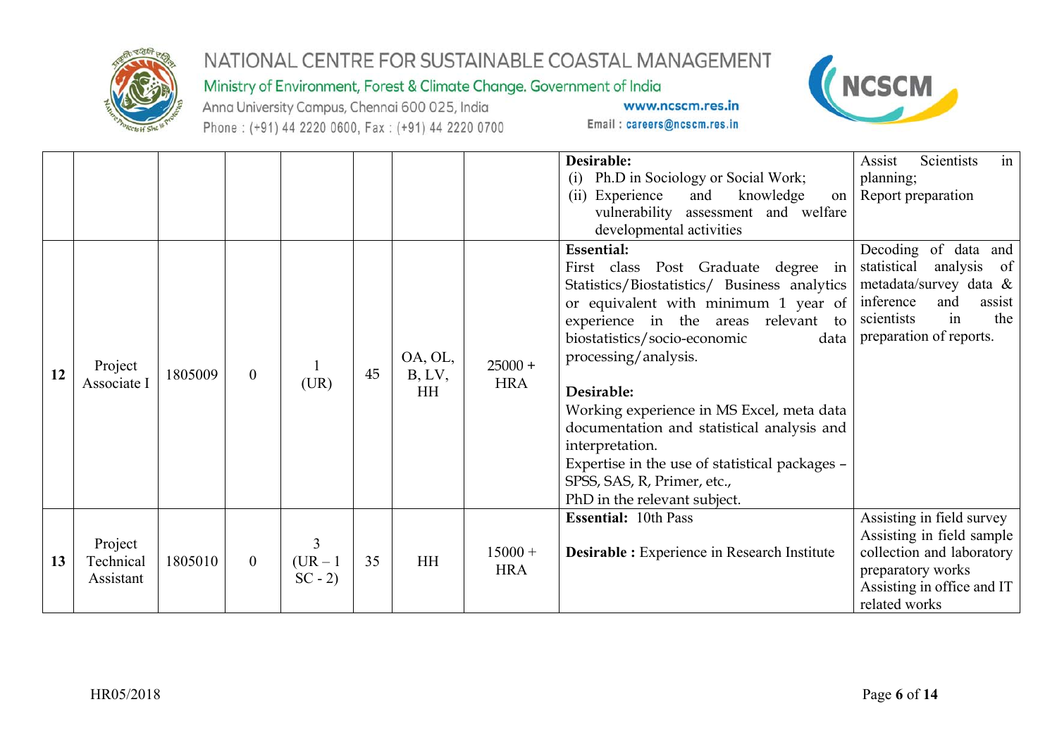| | | | | | | | | | |
|---|---|---|---|---|---|---|---|---|---|
| | | | | | | | | **Desirable:**<br>(i) Ph.D in Sociology or Social Work;<br>(ii) Experience and knowledge on vulnerability assessment and welfare developmental activities | Assist Scientists in planning;<br>Report preparation |
| **12** | Project Associate I | 1805009 | 0 | 1 (UR) | 45 | OA, OL, B, LV, HH | 25000 + HRA | **Essential:**<br>First class Post Graduate degree in Statistics/Biostatistics/ Business analytics or equivalent with minimum 1 year of experience in the areas relevant to biostatistics/socio-economic data processing/analysis.<br><br>**Desirable:**<br>Working experience in MS Excel, meta data documentation and statistical analysis and interpretation.<br>Expertise in the use of statistical packages – SPSS, SAS, R, Primer, etc.,<br>PhD in the relevant subject. | Decoding of data and statistical analysis of metadata/survey data & inference and assist scientists in the preparation of reports. |
| **13** | Project Technical Assistant | 1805010 | 0 | 3 (UR – 1 SC - 2) | 35 | HH | 15000 + HRA | **Essential:** 10th Pass<br><br>**Desirable :** Experience in Research Institute | Assisting in field survey<br>Assisting in field sample collection and laboratory preparatory works<br>Assisting in office and IT related works |

HR05/2018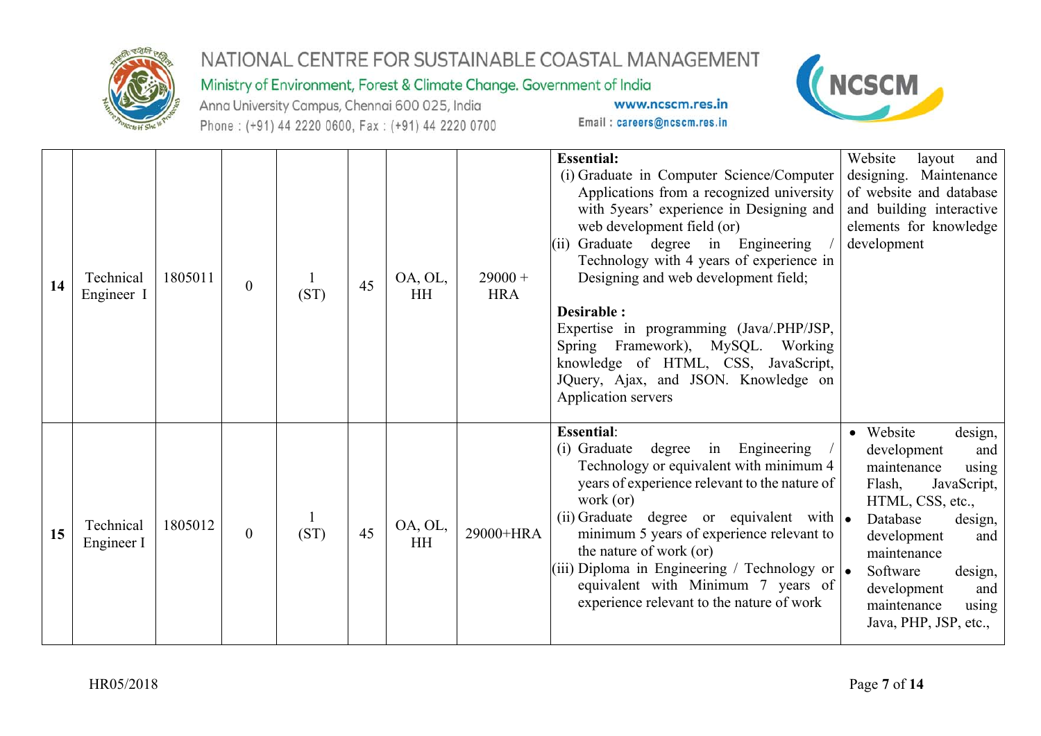| 14 | Technical Engineer I | 1805011 | 0 | 1 (ST) | 45 | OA, OL, HH | 29000 + HRA | **Essential:**<br>(i) Graduate in Computer Science/Computer Applications from a recognized university with 5years' experience in Designing and web development field (or)<br>(ii) Graduate degree in Engineering / Technology with 4 years of experience in Designing and web development field;<br><br>**Desirable :**<br>Expertise in programming (Java/.PHP/JSP, Spring Framework), MySQL. Working knowledge of HTML, CSS, JavaScript, JQuery, Ajax, and JSON. Knowledge on Application servers | Website layout and designing. Maintenance of website and database and building interactive elements for knowledge development |
|---|---|---|---|---|---|---|---|---|---|
| 15 | Technical Engineer I | 1805012 | 0 | 1 (ST) | 45 | OA, OL, HH | 29000+HRA | **Essential**:<br>(i) Graduate degree in Engineering / Technology or equivalent with minimum 4 years of experience relevant to the nature of work (or)<br>(ii) Graduate degree or equivalent with minimum 5 years of experience relevant to the nature of work (or)<br>(iii) Diploma in Engineering / Technology or equivalent with Minimum 7 years of experience relevant to the nature of work | • Website design, development and maintenance using Flash, JavaScript, HTML, CSS, etc.,<br>• Database design, development and maintenance<br>• Software design, development and maintenance using Java, PHP, JSP, etc., |

HR05/2018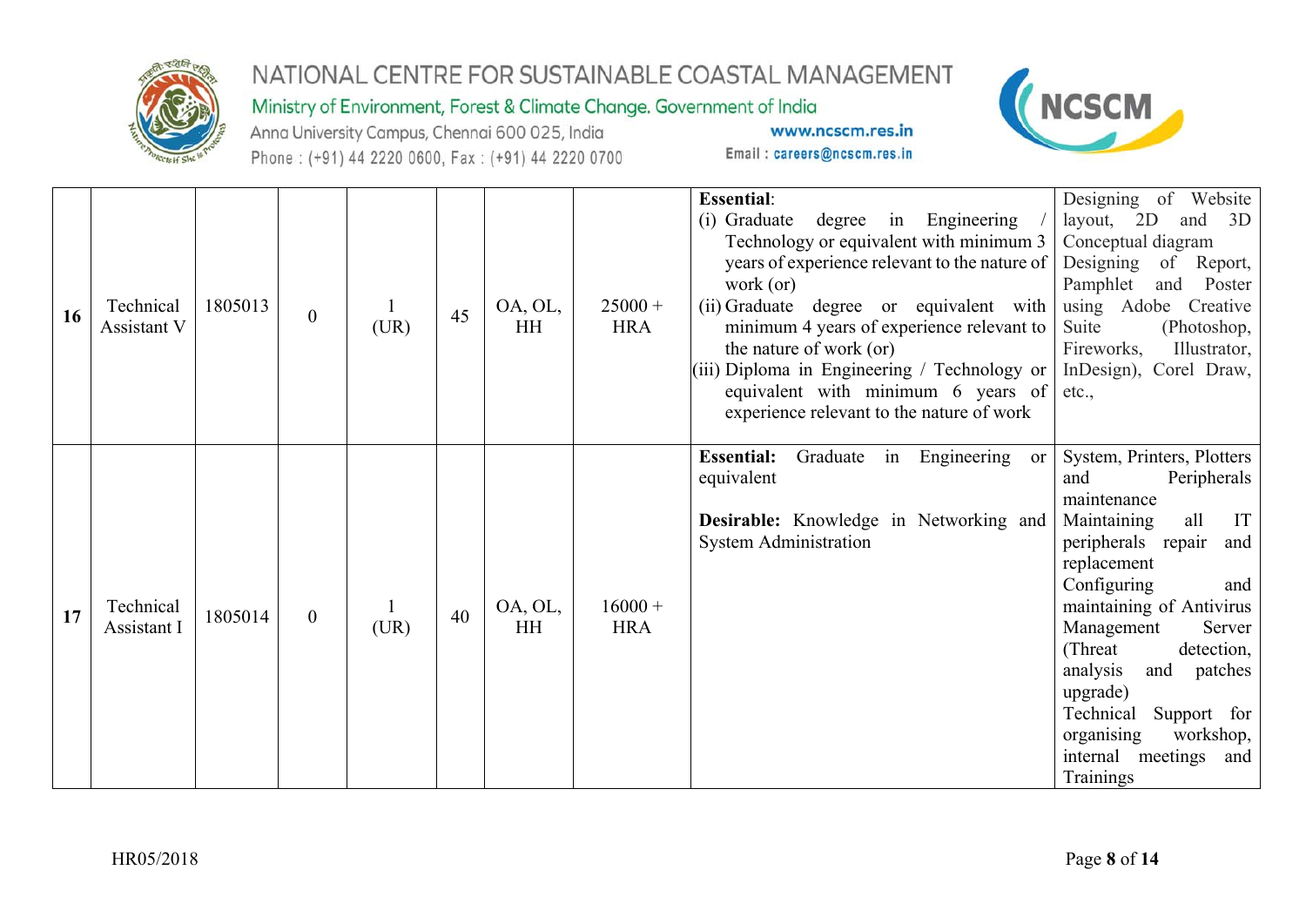| 16 | Technical Assistant V | 1805013 | 0 | 1 (UR) | 45 | OA, OL, HH | 25000 + HRA | **Essential**:<br>(i) Graduate degree in Engineering / Technology or equivalent with minimum 3 years of experience relevant to the nature of work (or)<br>(ii) Graduate degree or equivalent with minimum 4 years of experience relevant to the nature of work (or)<br>(iii) Diploma in Engineering / Technology or equivalent with minimum 6 years of experience relevant to the nature of work | Designing of Website layout, 2D and 3D Conceptual diagram<br>Designing of Report, Pamphlet and Poster using Adobe Creative Suite (Photoshop, Fireworks, Illustrator, InDesign), Corel Draw, etc., |
|---|---|---|---|---|---|---|---|---|---|
| 17 | Technical Assistant I | 1805014 | 0 | 1 (UR) | 40 | OA, OL, HH | 16000 + HRA | **Essential:** Graduate in Engineering or equivalent<br><br>**Desirable:** Knowledge in Networking and System Administration | System, Printers, Plotters and Peripherals maintenance<br>Maintaining all IT peripherals repair and replacement<br>Configuring and maintaining of Antivirus Management Server (Threat detection, analysis and patches upgrade)<br>Technical Support for organising workshop, internal meetings and Trainings |

HR05/2018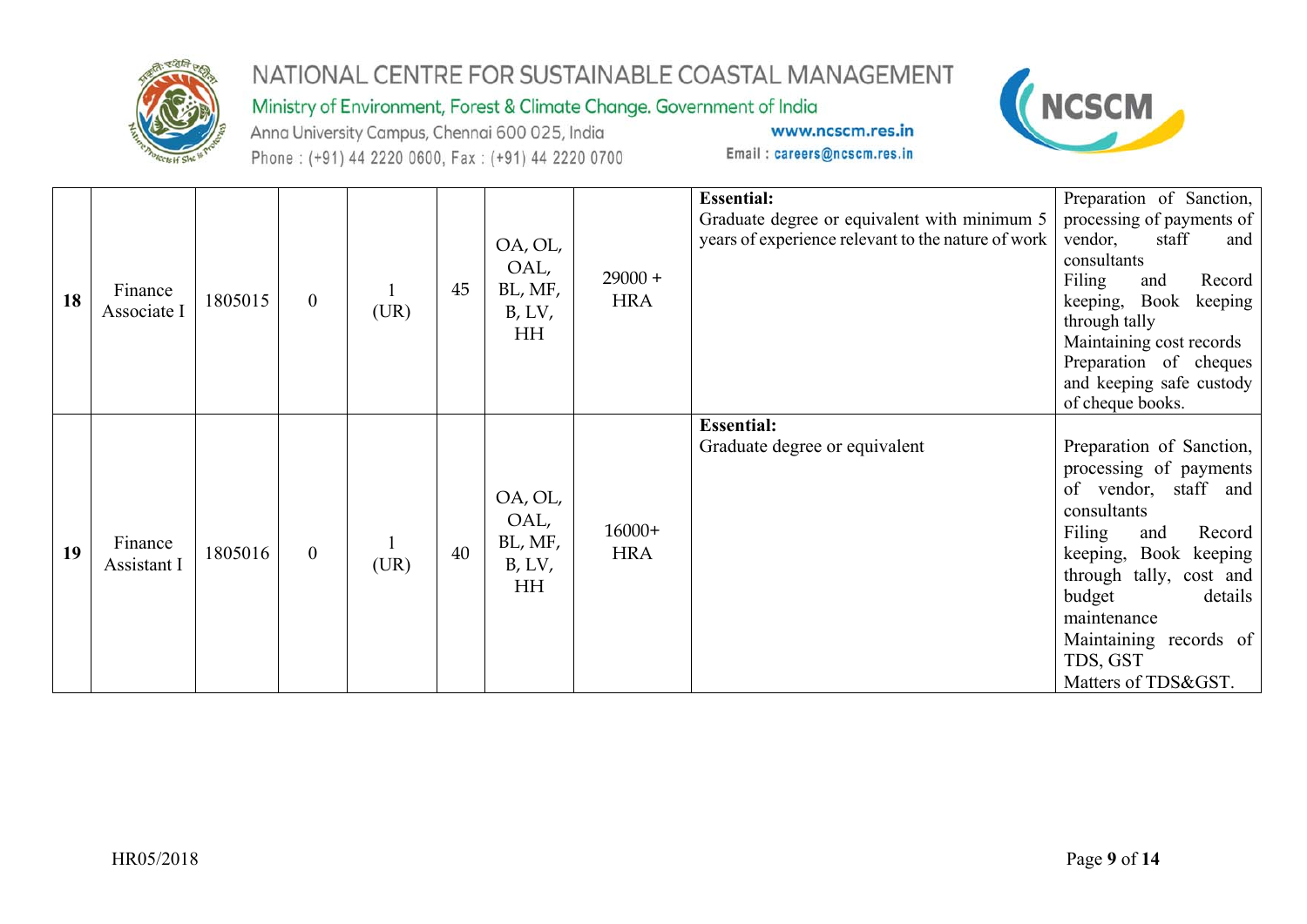| | | | | | | | | | |
|---|---|---|---|---|---|---|---|---|---|
| **18** | Finance Associate I | 1805015 | 0 | 1 (UR) | 45 | OA, OL, OAL, BL, MF, B, LV, HH | 29000 + HRA | **Essential:**<br>Graduate degree or equivalent with minimum 5 years of experience relevant to the nature of work | Preparation of Sanction, processing of payments of vendor, staff and consultants<br>Filing and Record keeping, Book keeping through tally<br>Maintaining cost records<br>Preparation of cheques and keeping safe custody of cheque books. |
| **19** | Finance Assistant I | 1805016 | 0 | 1 (UR) | 40 | OA, OL, OAL, BL, MF, B, LV, HH | 16000+ HRA | **Essential:**<br>Graduate degree or equivalent | Preparation of Sanction, processing of payments of vendor, staff and consultants<br>Filing and Record keeping, Book keeping through tally, cost and budget details maintenance<br>Maintaining records of TDS, GST<br>Matters of TDS&GST. |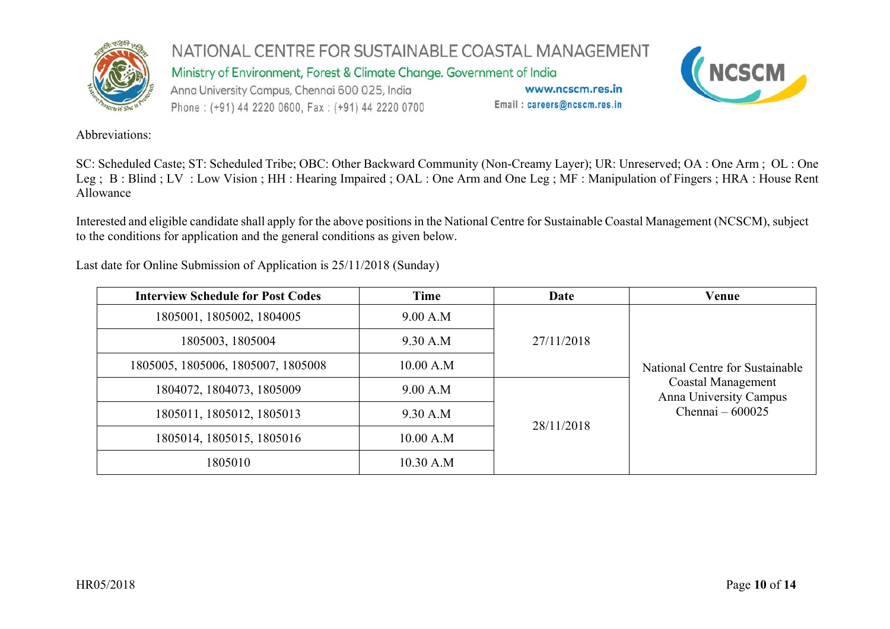Abbreviations:

SC: Scheduled Caste; ST: Scheduled Tribe; OBC: Other Backward Community (Non-Creamy Layer); UR: Unreserved; OA : One Arm ; OL : One Leg ; B : Blind ; LV : Low Vision ; HH : Hearing Impaired ; OAL : One Arm and One Leg ; MF : Manipulation of Fingers ; HRA : House Rent Allowance

Interested and eligible candidate shall apply for the above positions in the National Centre for Sustainable Coastal Management (NCSCM), subject to the conditions for application and the general conditions as given below.

Last date for Online Submission of Application is 25/11/2018 (Sunday)

| Interview Schedule for Post Codes | Time | Date | Venue |
|---|---|---|---|
| 1805001, 1805002, 1804005 | 9.00 A.M | 27/11/2018 | National Centre for Sustainable Coastal Management Anna University Campus Chennai – 600025 |
| 1805003, 1805004 | 9.30 A.M | | |
| 1805005, 1805006, 1805007, 1805008 | 10.00 A.M | | |
| 1804072, 1804073, 1805009 | 9.00 A.M | 28/11/2018 | |
| 1805011, 1805012, 1805013 | 9.30 A.M | | |
| 1805014, 1805015, 1805016 | 10.00 A.M | | |
| 1805010 | 10.30 A.M | | |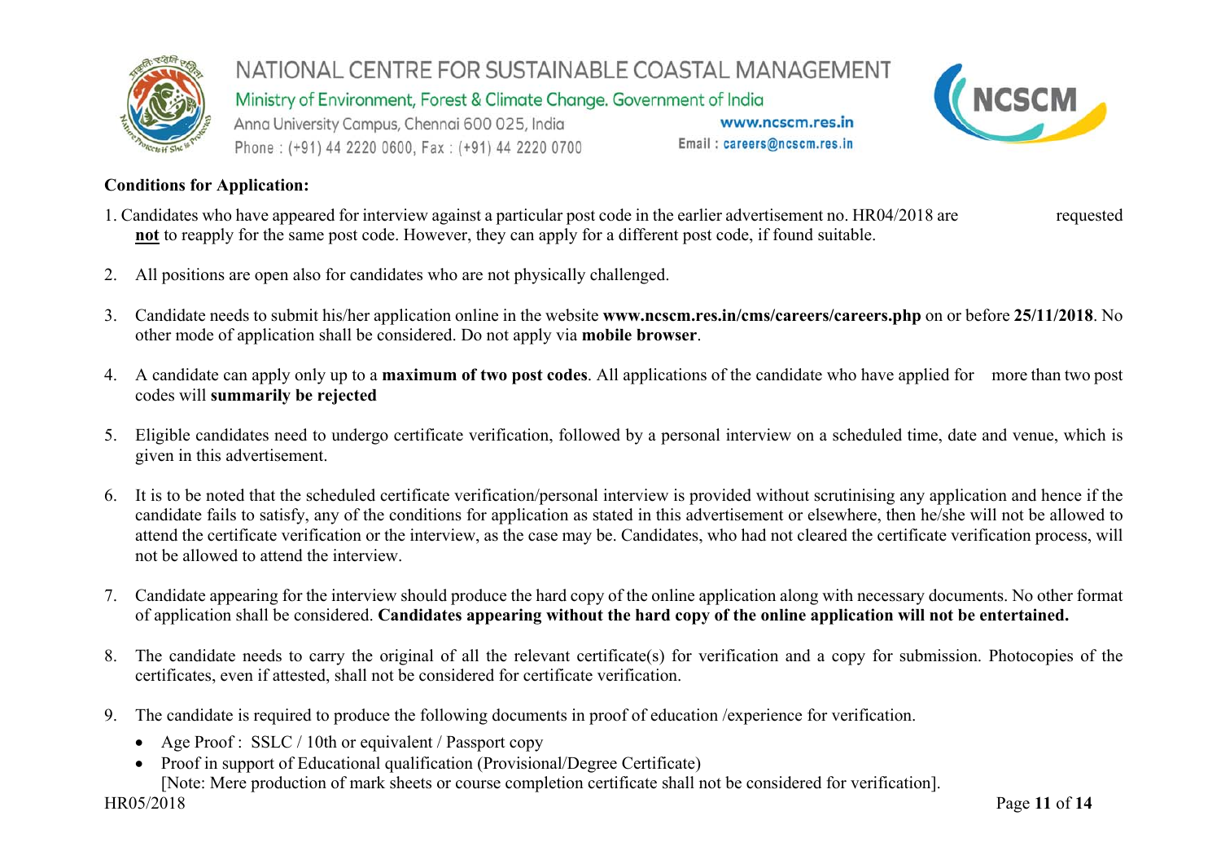**Conditions for Application:**

1. Candidates who have appeared for interview against a particular post code in the earlier advertisement no. HR04/2018 are requested **not** to reapply for the same post code. However, they can apply for a different post code, if found suitable.

2. All positions are open also for candidates who are not physically challenged.

3. Candidate needs to submit his/her application online in the website **www.ncscm.res.in/cms/careers/careers.php** on or before **25/11/2018**. No other mode of application shall be considered. Do not apply via **mobile browser**.

4. A candidate can apply only up to a **maximum of two post codes**. All applications of the candidate who have applied for more than two post codes will **summarily be rejected**

5. Eligible candidates need to undergo certificate verification, followed by a personal interview on a scheduled time, date and venue, which is given in this advertisement.

6. It is to be noted that the scheduled certificate verification/personal interview is provided without scrutinising any application and hence if the candidate fails to satisfy, any of the conditions for application as stated in this advertisement or elsewhere, then he/she will not be allowed to attend the certificate verification or the interview, as the case may be. Candidates, who had not cleared the certificate verification process, will not be allowed to attend the interview.

7. Candidate appearing for the interview should produce the hard copy of the online application along with necessary documents. No other format of application shall be considered. **Candidates appearing without the hard copy of the online application will not be entertained.**

8. The candidate needs to carry the original of all the relevant certificate(s) for verification and a copy for submission. Photocopies of the certificates, even if attested, shall not be considered for certificate verification.

9. The candidate is required to produce the following documents in proof of education /experience for verification.
   - Age Proof : SSLC / 10th or equivalent / Passport copy
   - Proof in support of Educational qualification (Provisional/Degree Certificate)
     [Note: Mere production of mark sheets or course completion certificate shall not be considered for verification].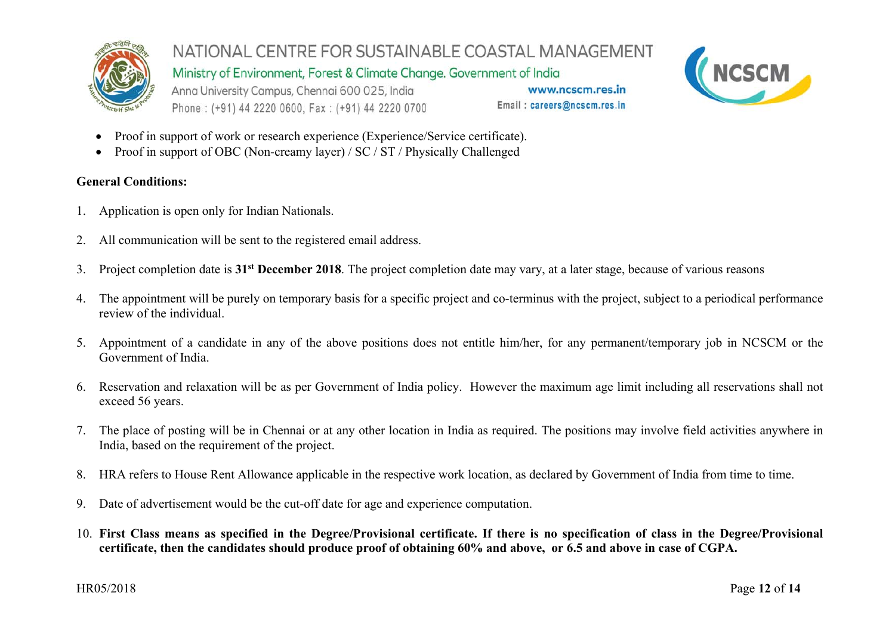- Proof in support of work or research experience (Experience/Service certificate).
- Proof in support of OBC (Non-creamy layer) / SC / ST / Physically Challenged

**General Conditions:**

1. Application is open only for Indian Nationals.

2. All communication will be sent to the registered email address.

3. Project completion date is **31st December 2018**. The project completion date may vary, at a later stage, because of various reasons

4. The appointment will be purely on temporary basis for a specific project and co-terminus with the project, subject to a periodical performance review of the individual.

5. Appointment of a candidate in any of the above positions does not entitle him/her, for any permanent/temporary job in NCSCM or the Government of India.

6. Reservation and relaxation will be as per Government of India policy. However the maximum age limit including all reservations shall not exceed 56 years.

7. The place of posting will be in Chennai or at any other location in India as required. The positions may involve field activities anywhere in India, based on the requirement of the project.

8. HRA refers to House Rent Allowance applicable in the respective work location, as declared by Government of India from time to time.

9. Date of advertisement would be the cut-off date for age and experience computation.

10. **First Class means as specified in the Degree/Provisional certificate. If there is no specification of class in the Degree/Provisional certificate, then the candidates should produce proof of obtaining 60% and above, or 6.5 and above in case of CGPA.**

HR05/2018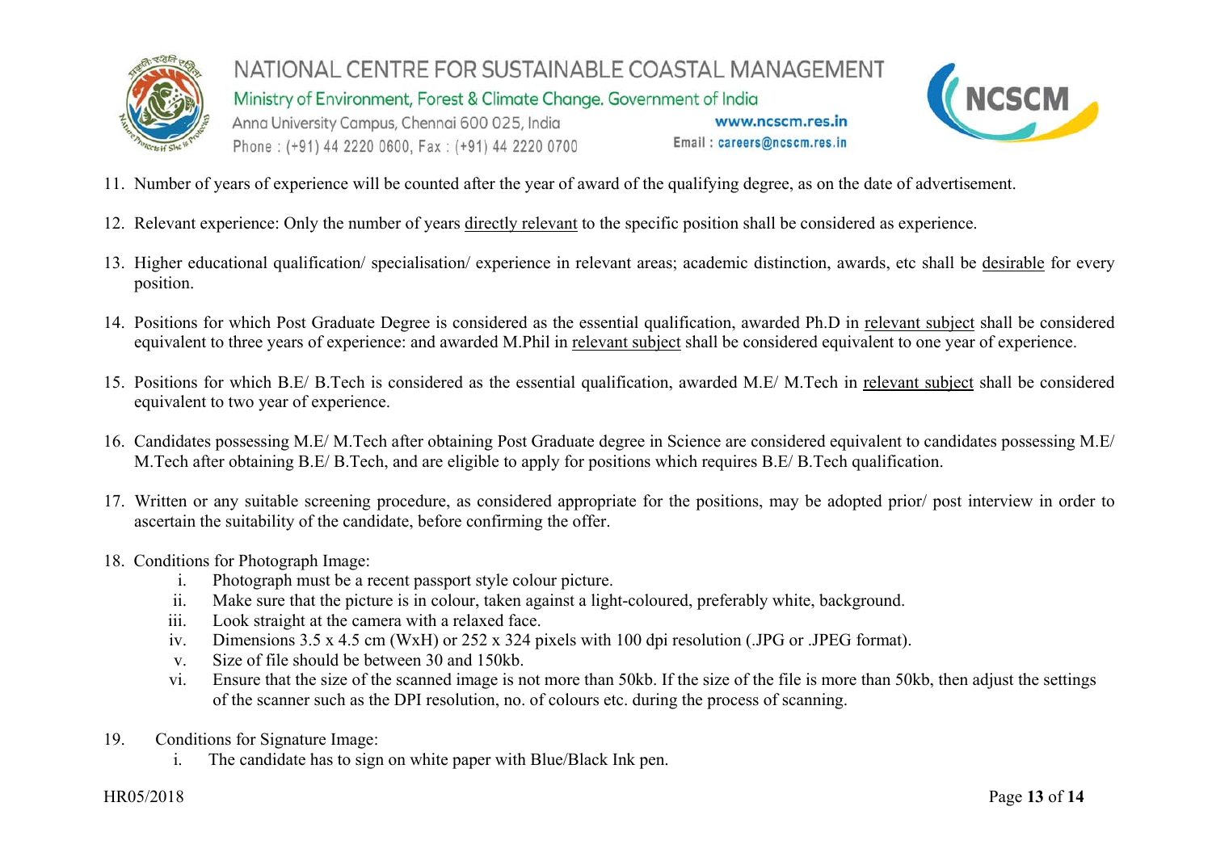11. Number of years of experience will be counted after the year of award of the qualifying degree, as on the date of advertisement.

12. Relevant experience: Only the number of years directly relevant to the specific position shall be considered as experience.

13. Higher educational qualification/ specialisation/ experience in relevant areas; academic distinction, awards, etc shall be desirable for every position.

14. Positions for which Post Graduate Degree is considered as the essential qualification, awarded Ph.D in relevant subject shall be considered equivalent to three years of experience: and awarded M.Phil in relevant subject shall be considered equivalent to one year of experience.

15. Positions for which B.E/ B.Tech is considered as the essential qualification, awarded M.E/ M.Tech in relevant subject shall be considered equivalent to two year of experience.

16. Candidates possessing M.E/ M.Tech after obtaining Post Graduate degree in Science are considered equivalent to candidates possessing M.E/ M.Tech after obtaining B.E/ B.Tech, and are eligible to apply for positions which requires B.E/ B.Tech qualification.

17. Written or any suitable screening procedure, as considered appropriate for the positions, may be adopted prior/ post interview in order to ascertain the suitability of the candidate, before confirming the offer.

18. Conditions for Photograph Image:
    i. Photograph must be a recent passport style colour picture.
    ii. Make sure that the picture is in colour, taken against a light-coloured, preferably white, background.
    iii. Look straight at the camera with a relaxed face.
    iv. Dimensions 3.5 x 4.5 cm (WxH) or 252 x 324 pixels with 100 dpi resolution (.JPG or .JPEG format).
    v. Size of file should be between 30 and 150kb.
    vi. Ensure that the size of the scanned image is not more than 50kb. If the size of the file is more than 50kb, then adjust the settings of the scanner such as the DPI resolution, no. of colours etc. during the process of scanning.

19. Conditions for Signature Image:
    i. The candidate has to sign on white paper with Blue/Black Ink pen.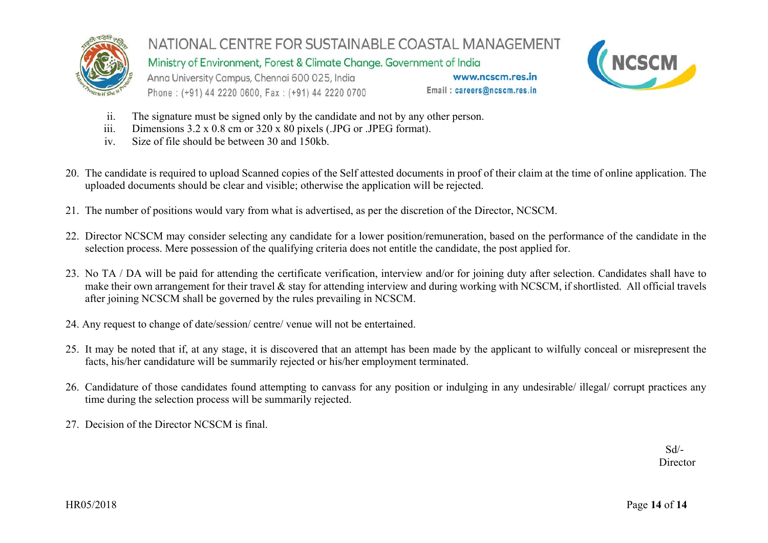ii. The signature must be signed only by the candidate and not by any other person.
iii. Dimensions 3.2 x 0.8 cm or 320 x 80 pixels (.JPG or .JPEG format).
iv. Size of file should be between 30 and 150kb.

20. The candidate is required to upload Scanned copies of the Self attested documents in proof of their claim at the time of online application. The uploaded documents should be clear and visible; otherwise the application will be rejected.

21. The number of positions would vary from what is advertised, as per the discretion of the Director, NCSCM.

22. Director NCSCM may consider selecting any candidate for a lower position/remuneration, based on the performance of the candidate in the selection process. Mere possession of the qualifying criteria does not entitle the candidate, the post applied for.

23. No TA / DA will be paid for attending the certificate verification, interview and/or for joining duty after selection. Candidates shall have to make their own arrangement for their travel & stay for attending interview and during working with NCSCM, if shortlisted. All official travels after joining NCSCM shall be governed by the rules prevailing in NCSCM.

24. Any request to change of date/session/ centre/ venue will not be entertained.

25. It may be noted that if, at any stage, it is discovered that an attempt has been made by the applicant to wilfully conceal or misrepresent the facts, his/her candidature will be summarily rejected or his/her employment terminated.

26. Candidature of those candidates found attempting to canvass for any position or indulging in any undesirable/ illegal/ corrupt practices any time during the selection process will be summarily rejected.

27. Decision of the Director NCSCM is final.

Sd/-
Director

HR05/2018